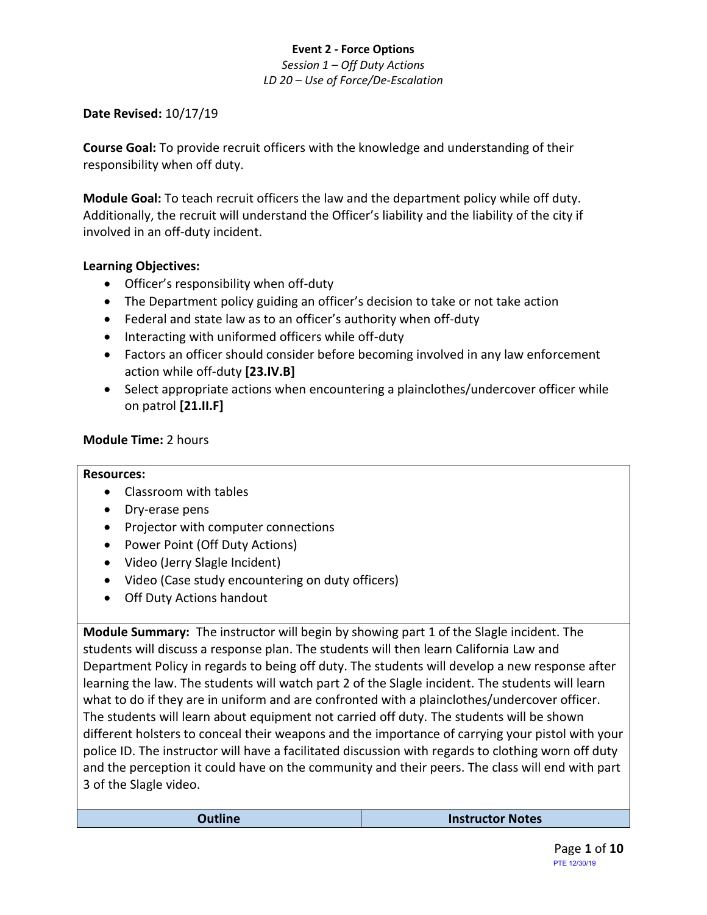**Event 2 - Force Options**

*Session 1 – Off Duty Actions*

*LD 20 – Use of Force/De-Escalation*

**Date Revised:** 10/17/19

**Course Goal:** To provide recruit officers with the knowledge and understanding of their responsibility when off duty.

**Module Goal:** To teach recruit officers the law and the department policy while off duty. Additionally, the recruit will understand the Officer's liability and the liability of the city if involved in an off-duty incident.

**Learning Objectives:**

- Officer's responsibility when off-duty
- The Department policy guiding an officer's decision to take or not take action
- Federal and state law as to an officer's authority when off-duty
- Interacting with uniformed officers while off-duty
- Factors an officer should consider before becoming involved in any law enforcement action while off-duty **[23.IV.B]**
- Select appropriate actions when encountering a plainclothes/undercover officer while on patrol **[21.II.F]**

**Module Time:** 2 hours

**Resources:**

- Classroom with tables
- Dry-erase pens
- Projector with computer connections
- Power Point (Off Duty Actions)
- Video (Jerry Slagle Incident)
- Video (Case study encountering on duty officers)
- Off Duty Actions handout

**Module Summary:** The instructor will begin by showing part 1 of the Slagle incident. The students will discuss a response plan. The students will then learn California Law and Department Policy in regards to being off duty. The students will develop a new response after learning the law. The students will watch part 2 of the Slagle incident. The students will learn what to do if they are in uniform and are confronted with a plainclothes/undercover officer. The students will learn about equipment not carried off duty. The students will be shown different holsters to conceal their weapons and the importance of carrying your pistol with your police ID. The instructor will have a facilitated discussion with regards to clothing worn off duty and the perception it could have on the community and their peers. The class will end with part 3 of the Slagle video.

| Outline | Instructor Notes |
|---|---|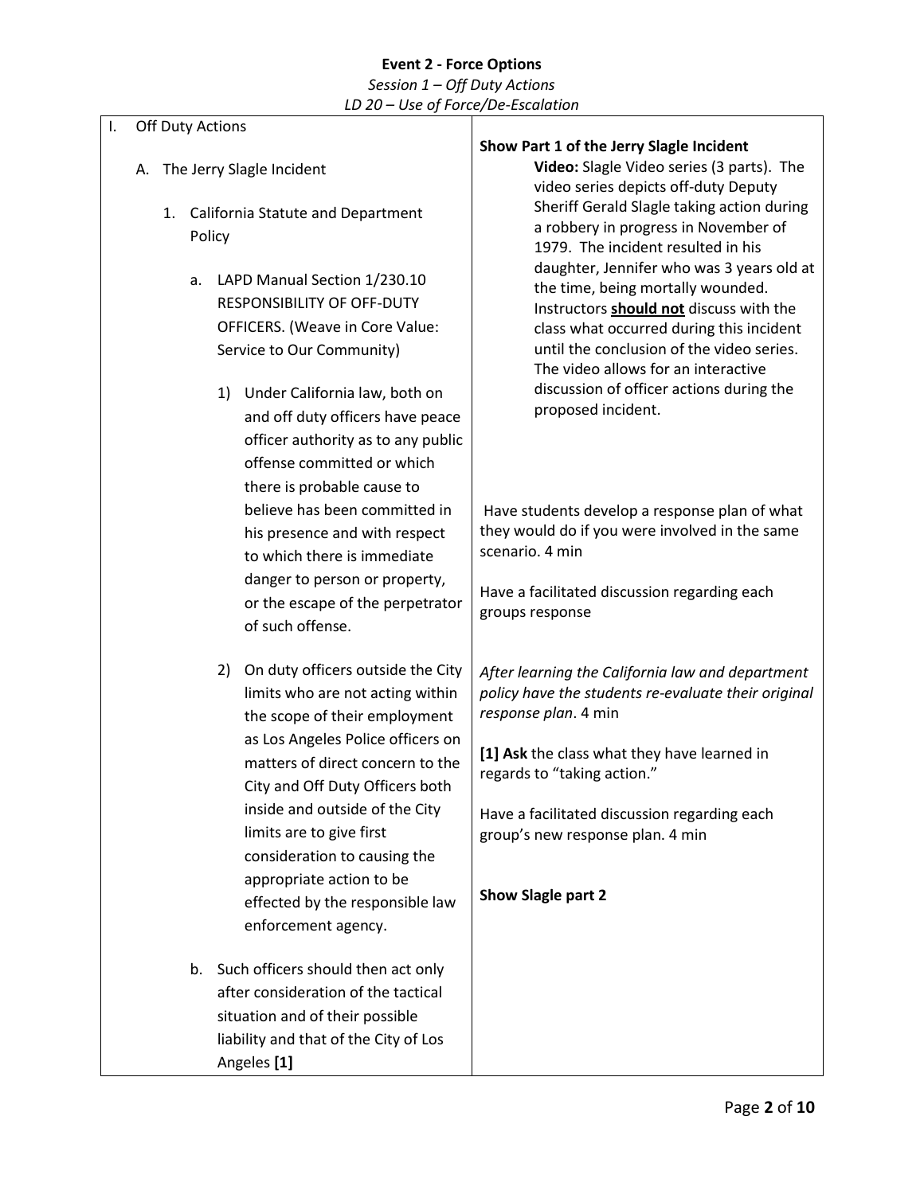**Event 2 - Force Options**

*Session 1 – Off Duty Actions*

*LD 20 – Use of Force/De-Escalation*

| | |
|---|---|
| I. Off Duty Actions<br><br>A. The Jerry Slagle Incident<br><br>1. California Statute and Department Policy<br><br>a. LAPD Manual Section 1/230.10 RESPONSIBILITY OF OFF-DUTY OFFICERS. (Weave in Core Value: Service to Our Community)<br><br>1) Under California law, both on and off duty officers have peace officer authority as to any public offense committed or which there is probable cause to believe has been committed in his presence and with respect to which there is immediate danger to person or property, or the escape of the perpetrator of such offense. | **Show Part 1 of the Jerry Slagle Incident**<br>**Video:** Slagle Video series (3 parts). The video series depicts off-duty Deputy Sheriff Gerald Slagle taking action during a robbery in progress in November of 1979. The incident resulted in his daughter, Jennifer who was 3 years old at the time, being mortally wounded. Instructors **should not** discuss with the class what occurred during this incident until the conclusion of the video series. The video allows for an interactive discussion of officer actions during the proposed incident.<br><br>Have students develop a response plan of what they would do if you were involved in the same scenario. 4 min<br><br>Have a facilitated discussion regarding each groups response |
| 2) On duty officers outside the City limits who are not acting within the scope of their employment as Los Angeles Police officers on matters of direct concern to the City and Off Duty Officers both inside and outside of the City limits are to give first consideration to causing the appropriate action to be effected by the responsible law enforcement agency.<br><br>b. Such officers should then act only after consideration of the tactical situation and of their possible liability and that of the City of Los Angeles **[1]** | *After learning the California law and department policy have the students re-evaluate their original response plan*. 4 min<br><br>**[1] Ask** the class what they have learned in regards to "taking action."<br><br>Have a facilitated discussion regarding each group's new response plan. 4 min<br><br>**Show Slagle part 2** |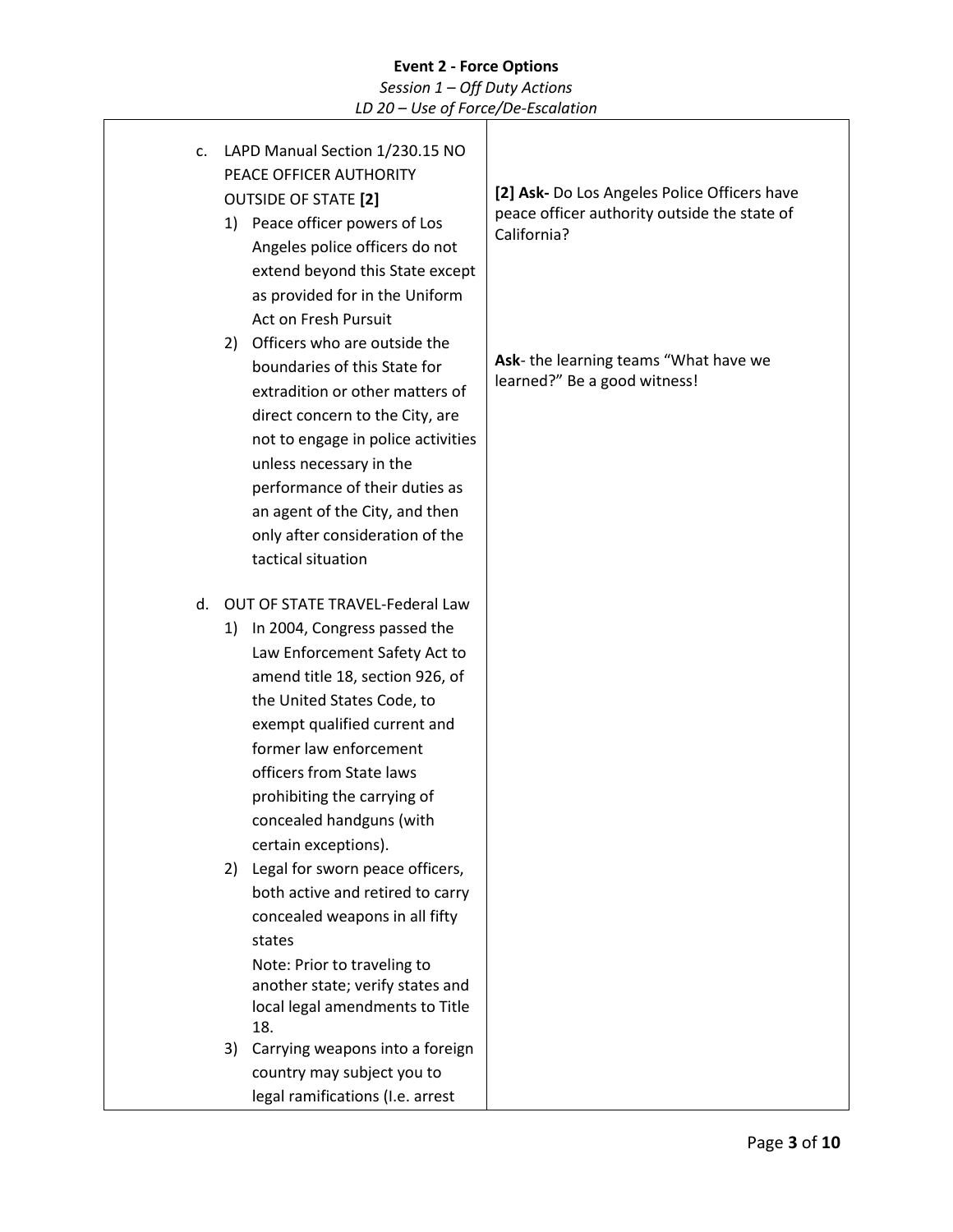| | |
|---|---|
| c. LAPD Manual Section 1/230.15 NO PEACE OFFICER AUTHORITY OUTSIDE OF STATE **[2]**<br>1) Peace officer powers of Los Angeles police officers do not extend beyond this State except as provided for in the Uniform Act on Fresh Pursuit<br>2) Officers who are outside the boundaries of this State for extradition or other matters of direct concern to the City, are not to engage in police activities unless necessary in the performance of their duties as an agent of the City, and then only after consideration of the tactical situation<br><br>d. OUT OF STATE TRAVEL-Federal Law<br>1) In 2004, Congress passed the Law Enforcement Safety Act to amend title 18, section 926, of the United States Code, to exempt qualified current and former law enforcement officers from State laws prohibiting the carrying of concealed handguns (with certain exceptions).<br>2) Legal for sworn peace officers, both active and retired to carry concealed weapons in all fifty states<br>Note: Prior to traveling to another state; verify states and local legal amendments to Title 18.<br>3) Carrying weapons into a foreign country may subject you to legal ramifications (I.e. arrest | **[2] Ask-** Do Los Angeles Police Officers have peace officer authority outside the state of California?<br><br>**Ask**- the learning teams "What have we learned?" Be a good witness! |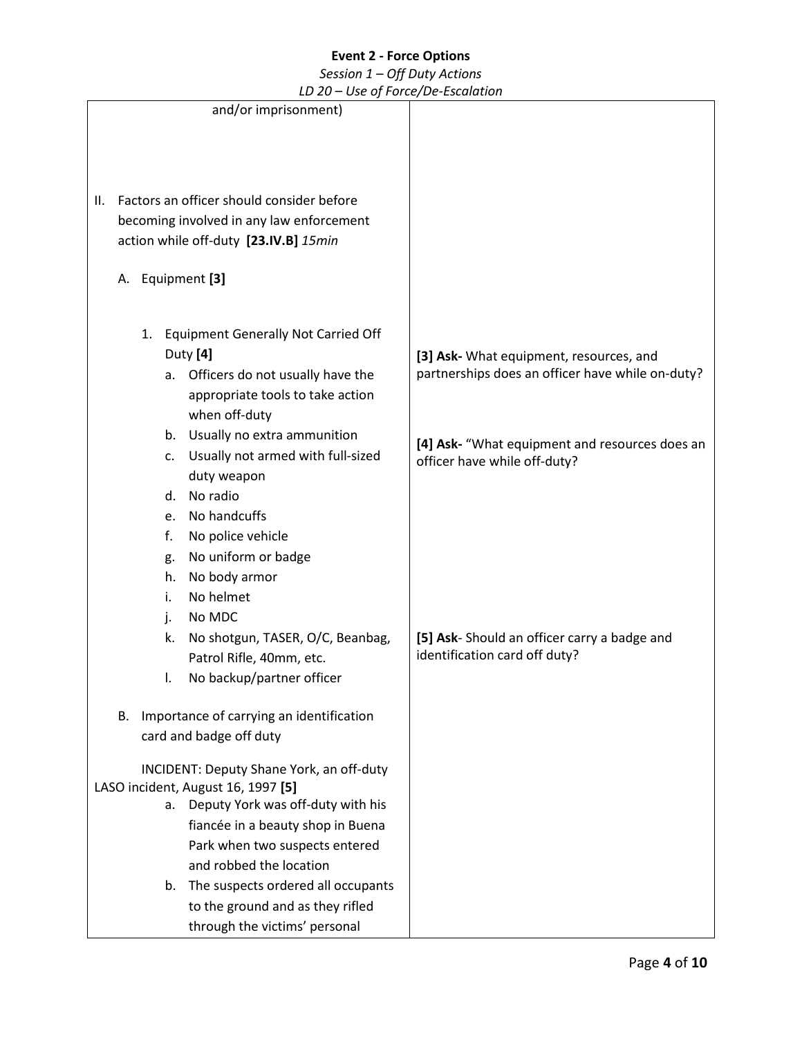and/or imprisonment)

II. Factors an officer should consider before becoming involved in any law enforcement action while off-duty **[23.IV.B]** *15min*

   A. Equipment **[3]**

      1. Equipment Generally Not Carried Off Duty **[4]**
         a. Officers do not usually have the appropriate tools to take action when off-duty
         b. Usually no extra ammunition
         c. Usually not armed with full-sized duty weapon
         d. No radio
         e. No handcuffs
         f. No police vehicle
         g. No uniform or badge
         h. No body armor
         i. No helmet
         j. No MDC
         k. No shotgun, TASER, O/C, Beanbag, Patrol Rifle, 40mm, etc.
         l. No backup/partner officer

   B. Importance of carrying an identification card and badge off duty

   INCIDENT: Deputy Shane York, an off-duty LASO incident, August 16, 1997 **[5]**
         a. Deputy York was off-duty with his fiancée in a beauty shop in Buena Park when two suspects entered and robbed the location
         b. The suspects ordered all occupants to the ground and as they rifled through the victims' personal

**[3] Ask-** What equipment, resources, and partnerships does an officer have while on-duty?

**[4] Ask-** "What equipment and resources does an officer have while off-duty?

**[5] Ask**- Should an officer carry a badge and identification card off duty?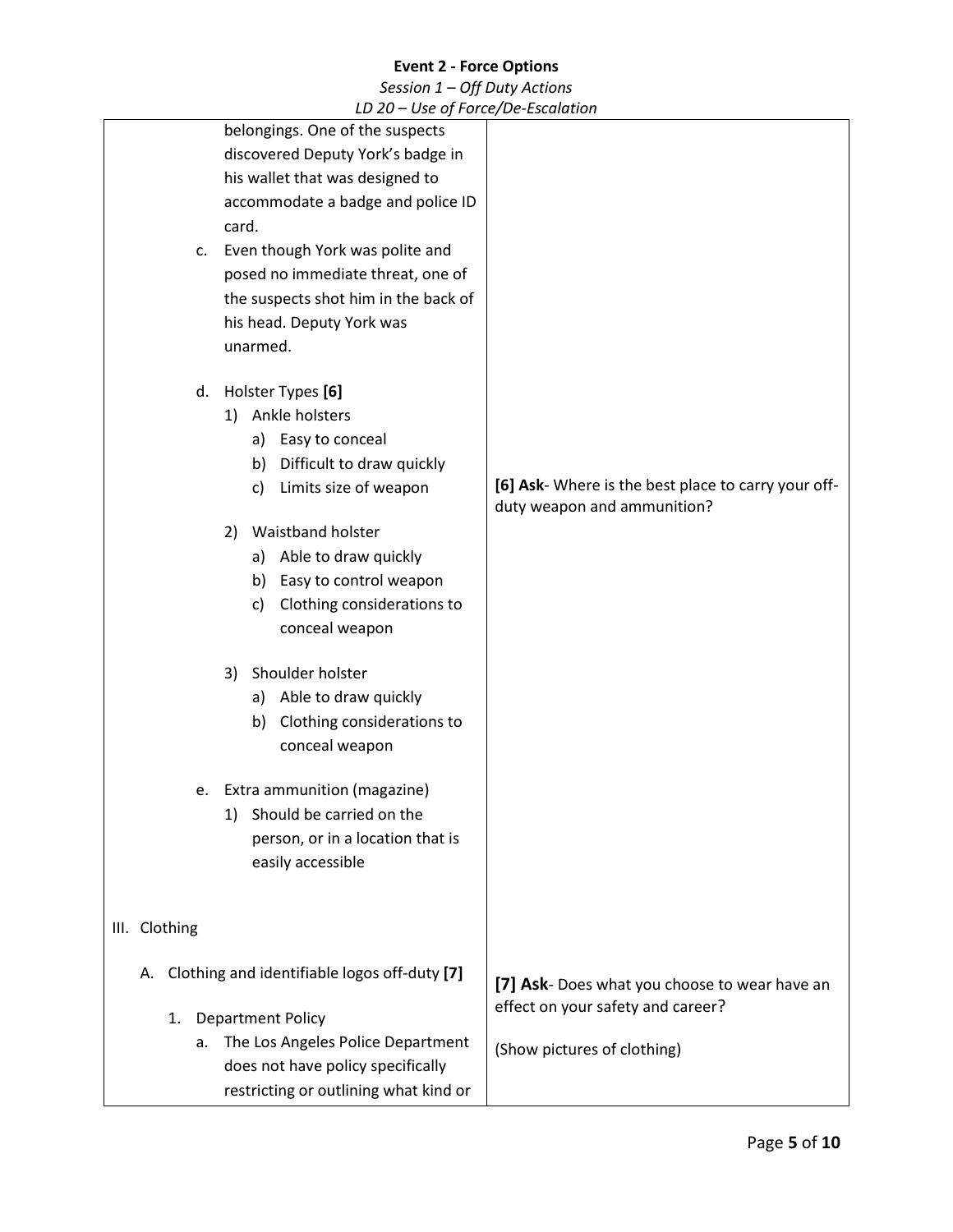| | |
|---|---|
| belongings. One of the suspects discovered Deputy York's badge in his wallet that was designed to accommodate a badge and police ID card. | |
| c. Even though York was polite and posed no immediate threat, one of the suspects shot him in the back of his head. Deputy York was unarmed. | |
| d. Holster Types **[6]**<br>1) Ankle holsters<br>a) Easy to conceal<br>b) Difficult to draw quickly<br>c) Limits size of weapon | **[6] Ask**- Where is the best place to carry your off-duty weapon and ammunition? |
| 2) Waistband holster<br>a) Able to draw quickly<br>b) Easy to control weapon<br>c) Clothing considerations to conceal weapon | |
| 3) Shoulder holster<br>a) Able to draw quickly<br>b) Clothing considerations to conceal weapon | |
| e. Extra ammunition (magazine)<br>1) Should be carried on the person, or in a location that is easily accessible | |
| III. Clothing | |
| A. Clothing and identifiable logos off-duty **[7]** | **[7] Ask**- Does what you choose to wear have an effect on your safety and career? |
| 1. Department Policy<br>a. The Los Angeles Police Department does not have policy specifically restricting or outlining what kind or | (Show pictures of clothing) |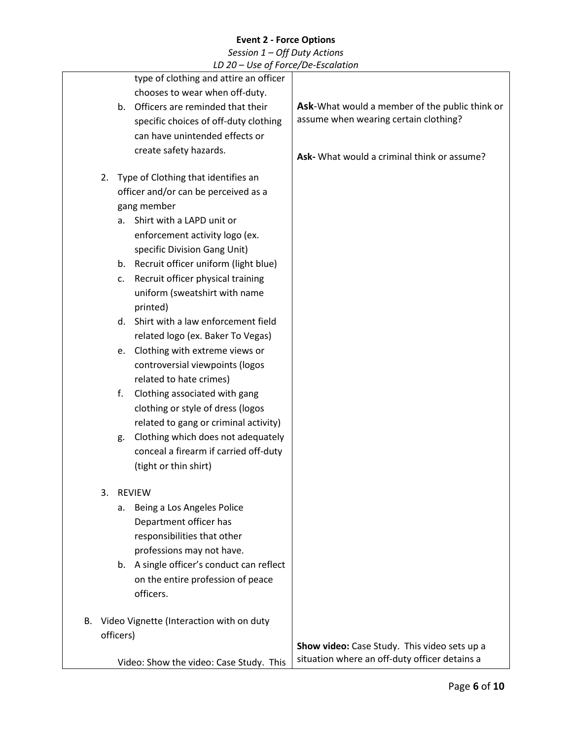**Event 2 - Force Options**

*Session 1 – Off Duty Actions*

*LD 20 – Use of Force/De-Escalation*

| | |
|---|---|
| type of clothing and attire an officer chooses to wear when off-duty.<br>b. Officers are reminded that their specific choices of off-duty clothing can have unintended effects or create safety hazards. | **Ask**-What would a member of the public think or assume when wearing certain clothing?<br><br>**Ask-** What would a criminal think or assume? |
| 2. Type of Clothing that identifies an officer and/or can be perceived as a gang member<br>a. Shirt with a LAPD unit or enforcement activity logo (ex. specific Division Gang Unit)<br>b. Recruit officer uniform (light blue)<br>c. Recruit officer physical training uniform (sweatshirt with name printed)<br>d. Shirt with a law enforcement field related logo (ex. Baker To Vegas)<br>e. Clothing with extreme views or controversial viewpoints (logos related to hate crimes)<br>f. Clothing associated with gang clothing or style of dress (logos related to gang or criminal activity)<br>g. Clothing which does not adequately conceal a firearm if carried off-duty (tight or thin shirt) | |
| 3. REVIEW<br>a. Being a Los Angeles Police Department officer has responsibilities that other professions may not have.<br>b. A single officer's conduct can reflect on the entire profession of peace officers. | |
| B. Video Vignette (Interaction with on duty officers)<br><br>Video: Show the video: Case Study. This | **Show video:** Case Study. This video sets up a situation where an off-duty officer detains a |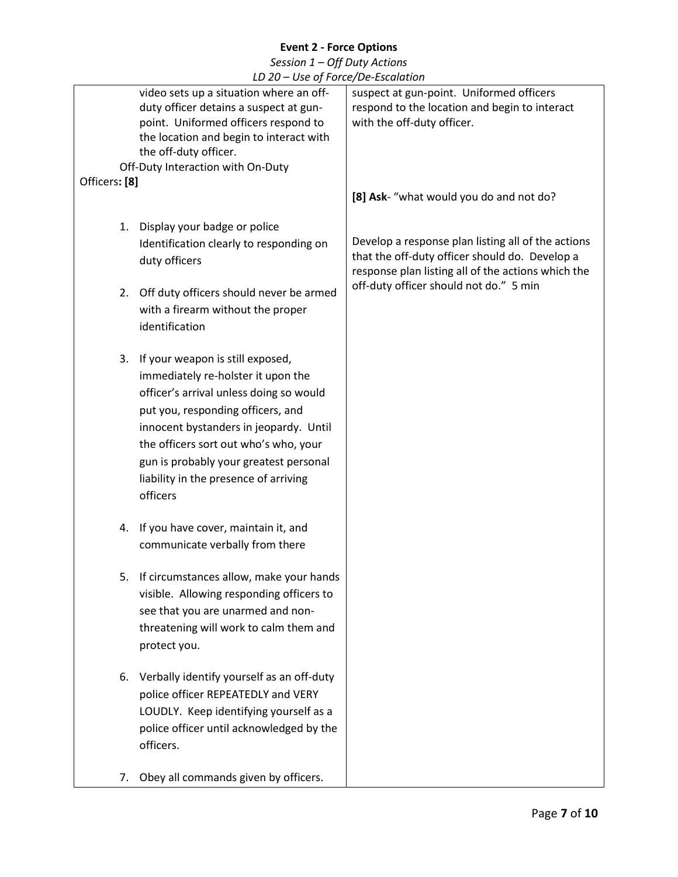**Event 2 - Force Options**

*Session 1 – Off Duty Actions*

*LD 20 – Use of Force/De-Escalation*

| | |
|---|---|
| video sets up a situation where an off-duty officer detains a suspect at gun-point. Uniformed officers respond to the location and begin to interact with the off-duty officer.<br><br>Off-Duty Interaction with On-Duty Officers: **[8]**<br><br>1. Display your badge or police Identification clearly to responding on duty officers<br>2. Off duty officers should never be armed with a firearm without the proper identification<br>3. If your weapon is still exposed, immediately re-holster it upon the officer's arrival unless doing so would put you, responding officers, and innocent bystanders in jeopardy. Until the officers sort out who's who, your gun is probably your greatest personal liability in the presence of arriving officers<br>4. If you have cover, maintain it, and communicate verbally from there<br>5. If circumstances allow, make your hands visible. Allowing responding officers to see that you are unarmed and non-threatening will work to calm them and protect you.<br>6. Verbally identify yourself as an off-duty police officer REPEATEDLY and VERY LOUDLY. Keep identifying yourself as a police officer until acknowledged by the officers.<br>7. Obey all commands given by officers. | suspect at gun-point. Uniformed officers respond to the location and begin to interact with the off-duty officer.<br><br>**[8] Ask**- "what would you do and not do?<br><br>Develop a response plan listing all of the actions that the off-duty officer should do. Develop a response plan listing all of the actions which the off-duty officer should not do." 5 min |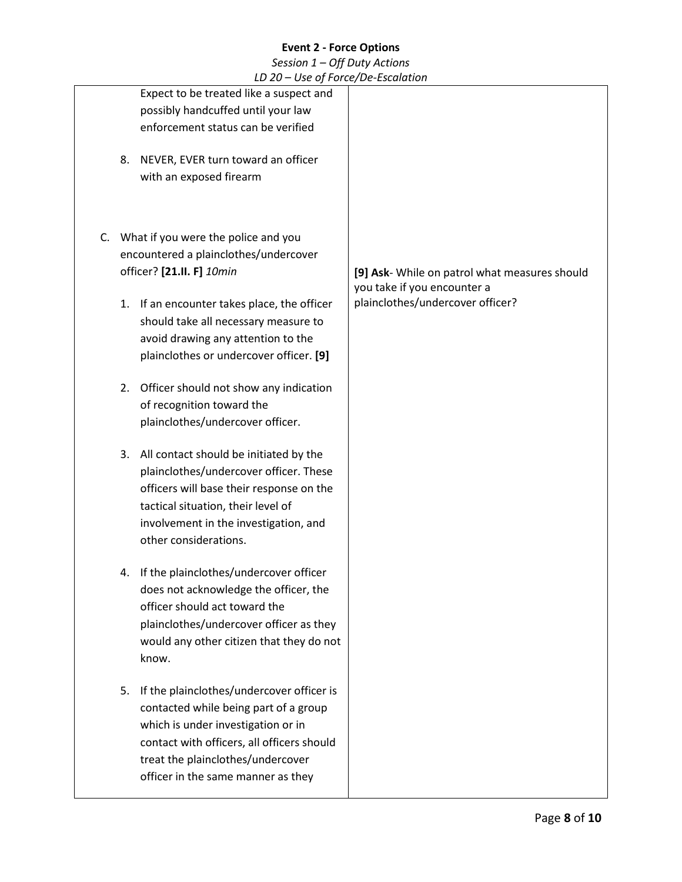| | |
|---|---|
| Expect to be treated like a suspect and possibly handcuffed until your law enforcement status can be verified<br><br>8. NEVER, EVER turn toward an officer with an exposed firearm<br><br>C. What if you were the police and you encountered a plainclothes/undercover officer? **[21.II. F]** *10min*<br><br>1. If an encounter takes place, the officer should take all necessary measure to avoid drawing any attention to the plainclothes or undercover officer. **[9]**<br><br>2. Officer should not show any indication of recognition toward the plainclothes/undercover officer.<br><br>3. All contact should be initiated by the plainclothes/undercover officer. These officers will base their response on the tactical situation, their level of involvement in the investigation, and other considerations.<br><br>4. If the plainclothes/undercover officer does not acknowledge the officer, the officer should act toward the plainclothes/undercover officer as they would any other citizen that they do not know.<br><br>5. If the plainclothes/undercover officer is contacted while being part of a group which is under investigation or in contact with officers, all officers should treat the plainclothes/undercover officer in the same manner as they | **[9] Ask**- While on patrol what measures should you take if you encounter a plainclothes/undercover officer? |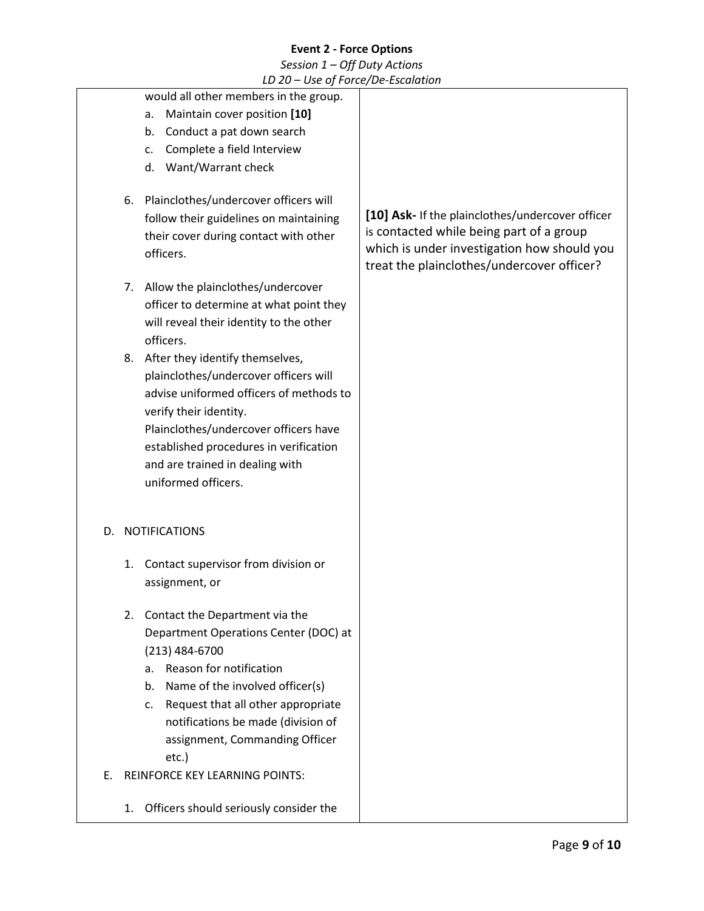| | |
|---|---|
| would all other members in the group.<br>a. Maintain cover position **[10]**<br>b. Conduct a pat down search<br>c. Complete a field Interview<br>d. Want/Warrant check<br><br>6. Plainclothes/undercover officers will follow their guidelines on maintaining their cover during contact with other officers.<br><br>7. Allow the plainclothes/undercover officer to determine at what point they will reveal their identity to the other officers.<br>8. After they identify themselves, plainclothes/undercover officers will advise uniformed officers of methods to verify their identity. Plainclothes/undercover officers have established procedures in verification and are trained in dealing with uniformed officers.<br><br>D. NOTIFICATIONS<br><br>1. Contact supervisor from division or assignment, or<br><br>2. Contact the Department via the Department Operations Center (DOC) at (213) 484-6700<br>a. Reason for notification<br>b. Name of the involved officer(s)<br>c. Request that all other appropriate notifications be made (division of assignment, Commanding Officer etc.)<br>E. REINFORCE KEY LEARNING POINTS:<br><br>1. Officers should seriously consider the | **[10] Ask-** If the plainclothes/undercover officer is contacted while being part of a group which is under investigation how should you treat the plainclothes/undercover officer? |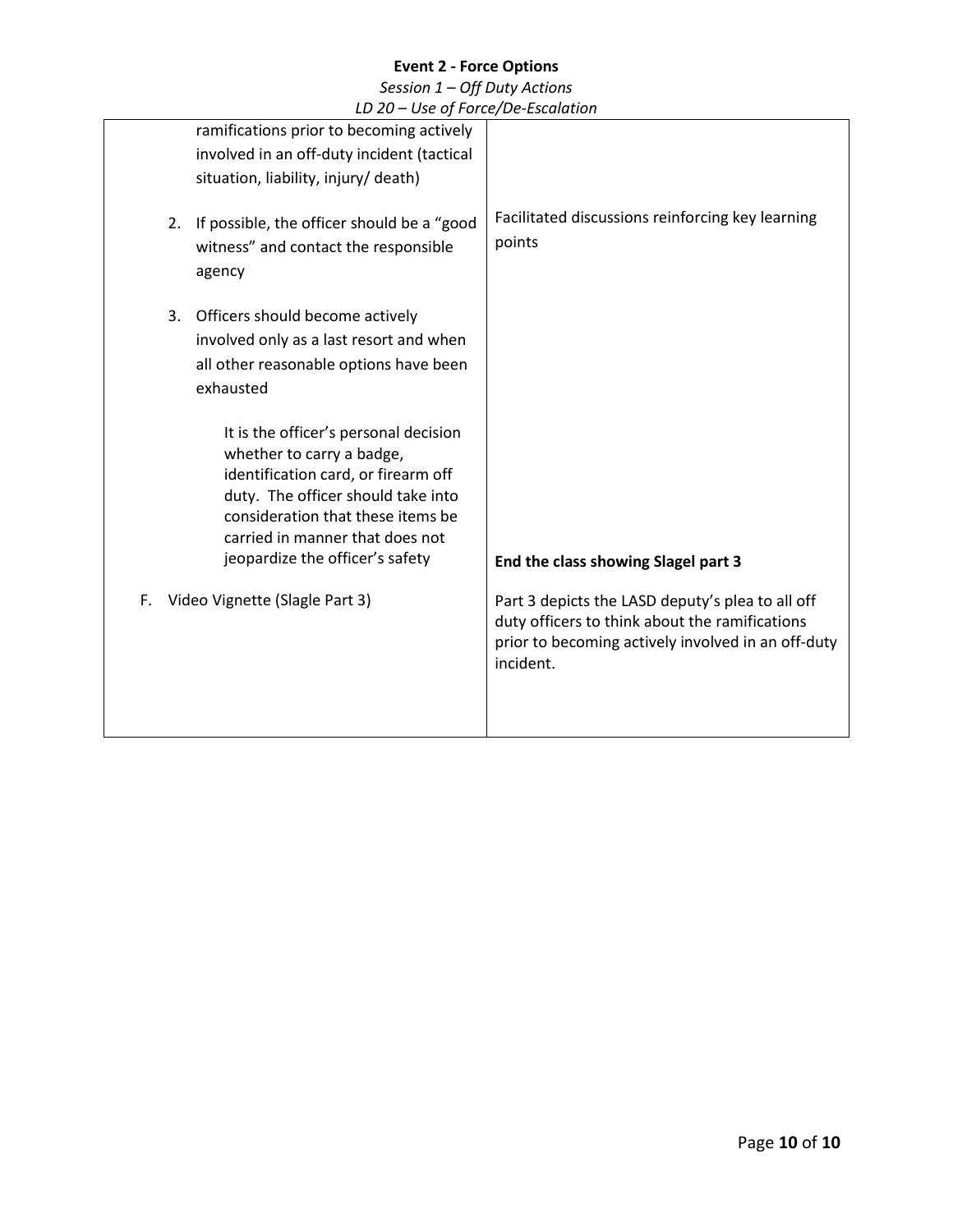| | |
|---|---|
| ramifications prior to becoming actively involved in an off-duty incident (tactical situation, liability, injury/ death) | |
| 2. If possible, the officer should be a "good witness" and contact the responsible agency | Facilitated discussions reinforcing key learning points |
| 3. Officers should become actively involved only as a last resort and when all other reasonable options have been exhausted | |
| It is the officer's personal decision whether to carry a badge, identification card, or firearm off duty. The officer should take into consideration that these items be carried in manner that does not jeopardize the officer's safety | **End the class showing Slagel part 3** |
| F. Video Vignette (Slagle Part 3) | Part 3 depicts the LASD deputy's plea to all off duty officers to think about the ramifications prior to becoming actively involved in an off-duty incident. |